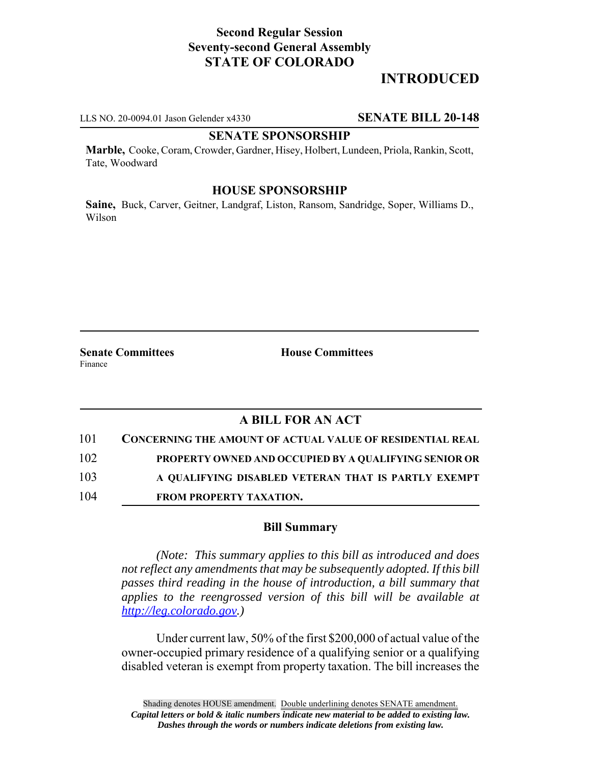**Second Regular Session**
**Seventy-second General Assembly**
**STATE OF COLORADO**

# INTRODUCED

LLS NO. 20-0094.01 Jason Gelender x4330 **SENATE BILL 20-148**

**SENATE SPONSORSHIP**

**Marble,** Cooke, Coram, Crowder, Gardner, Hisey, Holbert, Lundeen, Priola, Rankin, Scott, Tate, Woodward

**HOUSE SPONSORSHIP**

**Saine,** Buck, Carver, Geitner, Landgraf, Liston, Ransom, Sandridge, Soper, Williams D., Wilson

**Senate Committees**
Finance

**House Committees**

## A BILL FOR AN ACT

101 **CONCERNING THE AMOUNT OF ACTUAL VALUE OF RESIDENTIAL REAL**
102 **PROPERTY OWNED AND OCCUPIED BY A QUALIFYING SENIOR OR**
103 **A QUALIFYING DISABLED VETERAN THAT IS PARTLY EXEMPT**
104 **FROM PROPERTY TAXATION.**

### Bill Summary

*(Note: This summary applies to this bill as introduced and does not reflect any amendments that may be subsequently adopted. If this bill passes third reading in the house of introduction, a bill summary that applies to the reengrossed version of this bill will be available at http://leg.colorado.gov.)*

Under current law, 50% of the first $200,000 of actual value of the owner-occupied primary residence of a qualifying senior or a qualifying disabled veteran is exempt from property taxation. The bill increases the

Shading denotes HOUSE amendment. Double underlining denotes SENATE amendment.
*Capital letters or bold & italic numbers indicate new material to be added to existing law.*
*Dashes through the words or numbers indicate deletions from existing law.*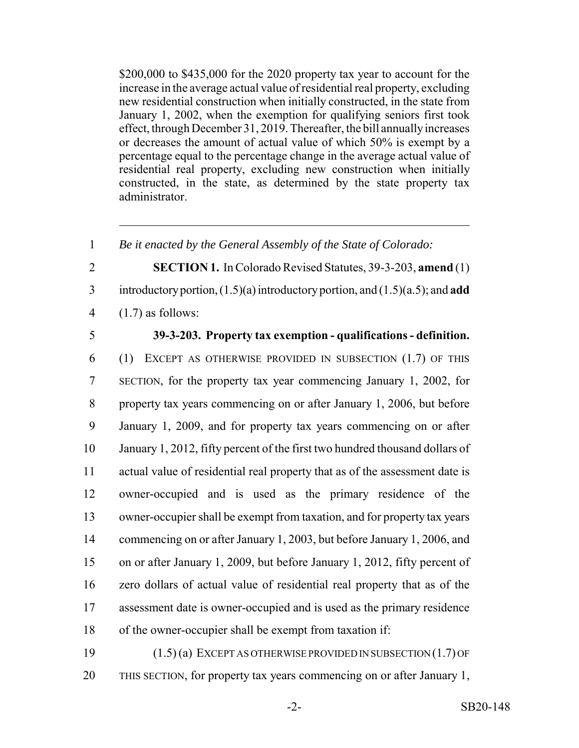$200,000 to $435,000 for the 2020 property tax year to account for the increase in the average actual value of residential real property, excluding new residential construction when initially constructed, in the state from January 1, 2002, when the exemption for qualifying seniors first took effect, through December 31, 2019. Thereafter, the bill annually increases or decreases the amount of actual value of which 50% is exempt by a percentage equal to the percentage change in the average actual value of residential real property, excluding new construction when initially constructed, in the state, as determined by the state property tax administrator.

---

1 *Be it enacted by the General Assembly of the State of Colorado:*

2 **SECTION 1.** In Colorado Revised Statutes, 39-3-203, **amend** (1)
3 introductory portion, (1.5)(a) introductory portion, and (1.5)(a.5); and **add**
4 (1.7) as follows:

5 **39-3-203. Property tax exemption - qualifications - definition.**
6 (1) EXCEPT AS OTHERWISE PROVIDED IN SUBSECTION (1.7) OF THIS
7 SECTION, for the property tax year commencing January 1, 2002, for
8 property tax years commencing on or after January 1, 2006, but before
9 January 1, 2009, and for property tax years commencing on or after
10 January 1, 2012, fifty percent of the first two hundred thousand dollars of
11 actual value of residential real property that as of the assessment date is
12 owner-occupied and is used as the primary residence of the
13 owner-occupier shall be exempt from taxation, and for property tax years
14 commencing on or after January 1, 2003, but before January 1, 2006, and
15 on or after January 1, 2009, but before January 1, 2012, fifty percent of
16 zero dollars of actual value of residential real property that as of the
17 assessment date is owner-occupied and is used as the primary residence
18 of the owner-occupier shall be exempt from taxation if:

19 (1.5) (a) EXCEPT AS OTHERWISE PROVIDED IN SUBSECTION (1.7) OF
20 THIS SECTION, for property tax years commencing on or after January 1,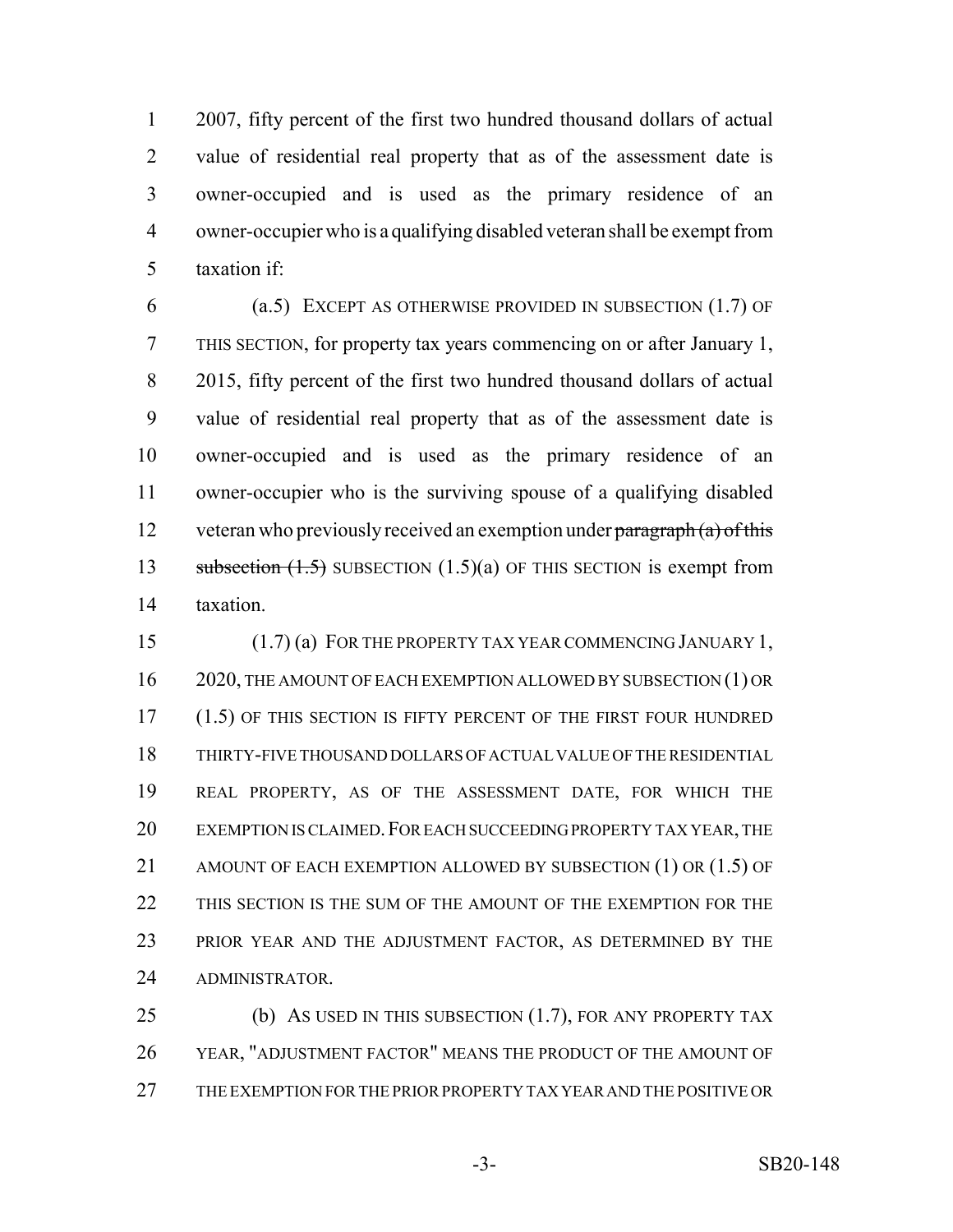2007, fifty percent of the first two hundred thousand dollars of actual value of residential real property that as of the assessment date is owner-occupied and is used as the primary residence of an owner-occupier who is a qualifying disabled veteran shall be exempt from taxation if:

(a.5) EXCEPT AS OTHERWISE PROVIDED IN SUBSECTION (1.7) OF THIS SECTION, for property tax years commencing on or after January 1, 2015, fifty percent of the first two hundred thousand dollars of actual value of residential real property that as of the assessment date is owner-occupied and is used as the primary residence of an owner-occupier who is the surviving spouse of a qualifying disabled veteran who previously received an exemption under ~~paragraph (a) of this subsection (1.5)~~ SUBSECTION (1.5)(a) OF THIS SECTION is exempt from taxation.

(1.7) (a) FOR THE PROPERTY TAX YEAR COMMENCING JANUARY 1, 2020, THE AMOUNT OF EACH EXEMPTION ALLOWED BY SUBSECTION (1) OR (1.5) OF THIS SECTION IS FIFTY PERCENT OF THE FIRST FOUR HUNDRED THIRTY-FIVE THOUSAND DOLLARS OF ACTUAL VALUE OF THE RESIDENTIAL REAL PROPERTY, AS OF THE ASSESSMENT DATE, FOR WHICH THE EXEMPTION IS CLAIMED. FOR EACH SUCCEEDING PROPERTY TAX YEAR, THE AMOUNT OF EACH EXEMPTION ALLOWED BY SUBSECTION (1) OR (1.5) OF THIS SECTION IS THE SUM OF THE AMOUNT OF THE EXEMPTION FOR THE PRIOR YEAR AND THE ADJUSTMENT FACTOR, AS DETERMINED BY THE ADMINISTRATOR.

(b) AS USED IN THIS SUBSECTION (1.7), FOR ANY PROPERTY TAX YEAR, "ADJUSTMENT FACTOR" MEANS THE PRODUCT OF THE AMOUNT OF THE EXEMPTION FOR THE PRIOR PROPERTY TAX YEAR AND THE POSITIVE OR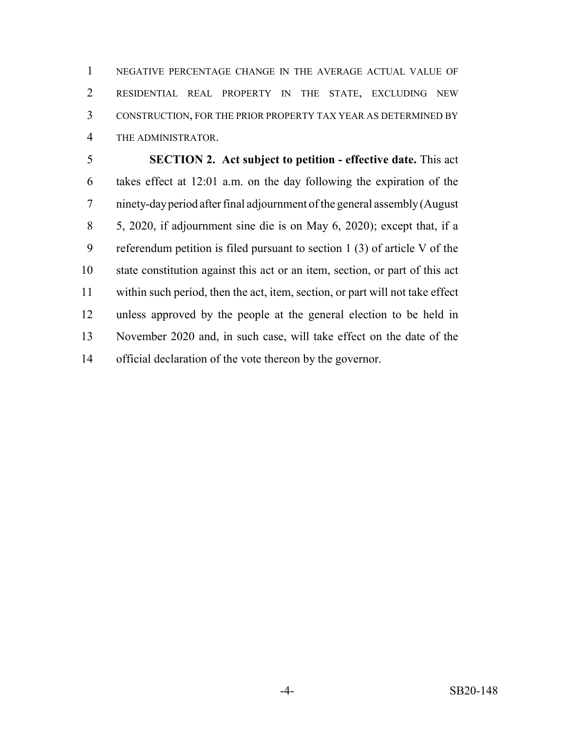NEGATIVE PERCENTAGE CHANGE IN THE AVERAGE ACTUAL VALUE OF RESIDENTIAL REAL PROPERTY IN THE STATE, EXCLUDING NEW CONSTRUCTION, FOR THE PRIOR PROPERTY TAX YEAR AS DETERMINED BY THE ADMINISTRATOR.

**SECTION 2. Act subject to petition - effective date.** This act takes effect at 12:01 a.m. on the day following the expiration of the ninety-day period after final adjournment of the general assembly (August 5, 2020, if adjournment sine die is on May 6, 2020); except that, if a referendum petition is filed pursuant to section 1 (3) of article V of the state constitution against this act or an item, section, or part of this act within such period, then the act, item, section, or part will not take effect unless approved by the people at the general election to be held in November 2020 and, in such case, will take effect on the date of the official declaration of the vote thereon by the governor.